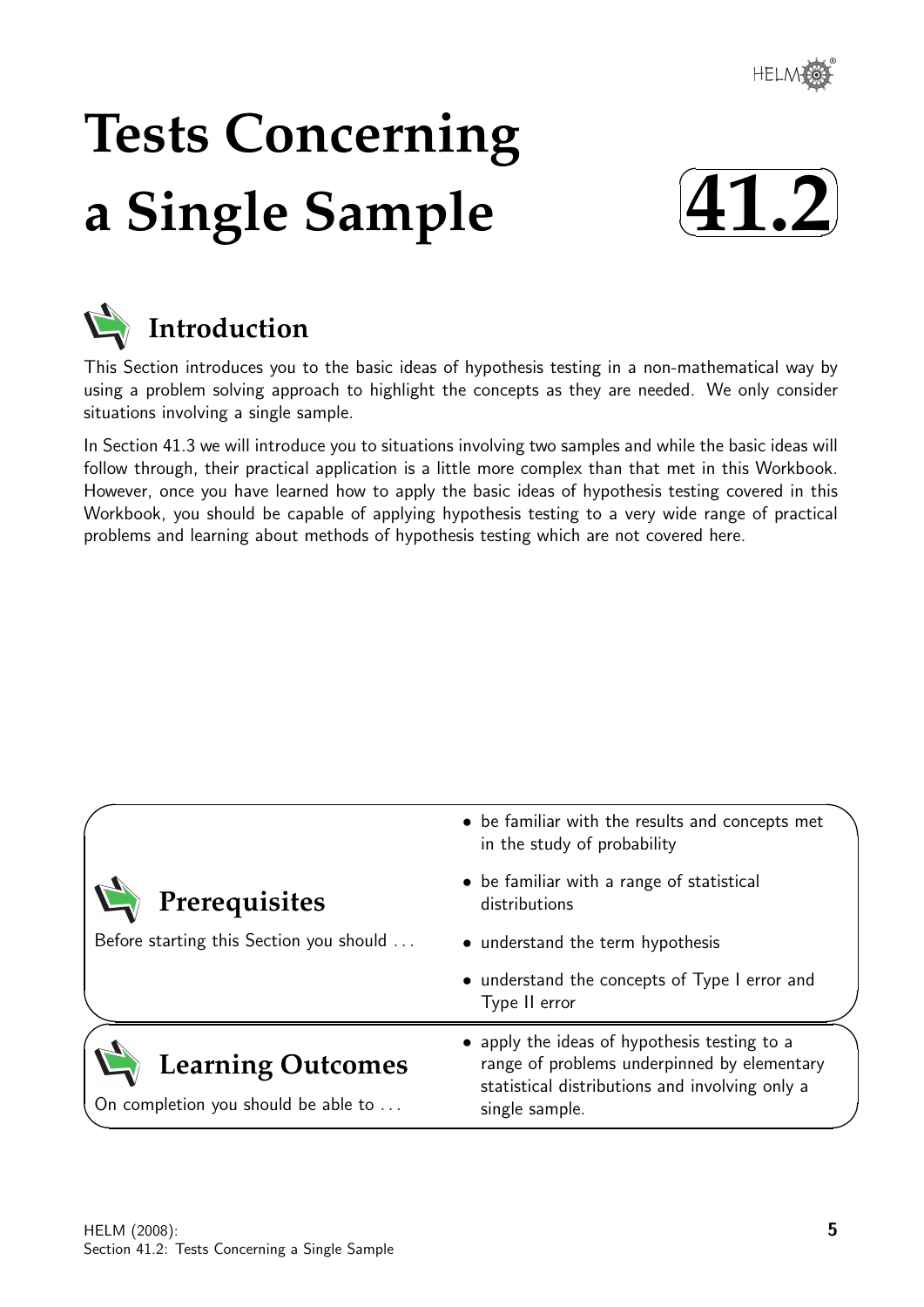# Tests Concerning a Single Sample

# 41.2

## Introduction

This Section introduces you to the basic ideas of hypothesis testing in a non-mathematical way by using a problem solving approach to highlight the concepts as they are needed. We only consider situations involving a single sample.

In Section 41.3 we will introduce you to situations involving two samples and while the basic ideas will follow through, their practical application is a little more complex than that met in this Workbook. However, once you have learned how to apply the basic ideas of hypothesis testing covered in this Workbook, you should be capable of applying hypothesis testing to a very wide range of practical problems and learning about methods of hypothesis testing which are not covered here.

## Prerequisites

Before starting this Section you should ...

- be familiar with the results and concepts met in the study of probability
- be familiar with a range of statistical distributions
- understand the term hypothesis
- understand the concepts of Type I error and Type II error

## Learning Outcomes

On completion you should be able to ...

- apply the ideas of hypothesis testing to a range of problems underpinned by elementary statistical distributions and involving only a single sample.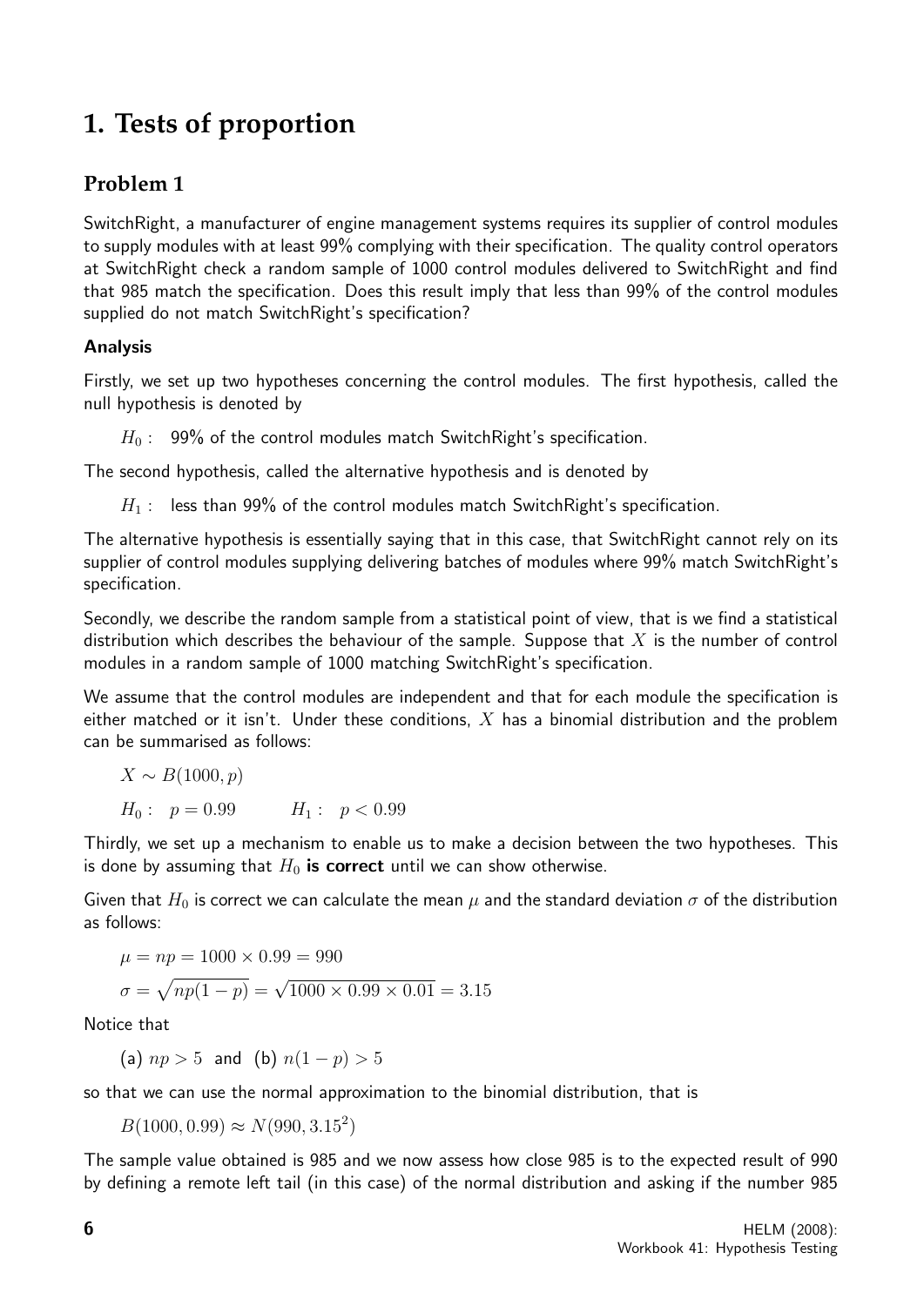# 1. Tests of proportion

## Problem 1

SwitchRight, a manufacturer of engine management systems requires its supplier of control modules to supply modules with at least 99% complying with their specification. The quality control operators at SwitchRight check a random sample of 1000 control modules delivered to SwitchRight and find that 985 match the specification. Does this result imply that less than 99% of the control modules supplied do not match SwitchRight's specification?

### Analysis

Firstly, we set up two hypotheses concerning the control modules. The first hypothesis, called the null hypothesis is denoted by

$H_0$ : 99% of the control modules match SwitchRight's specification.

The second hypothesis, called the alternative hypothesis and is denoted by

$H_1$ : less than 99% of the control modules match SwitchRight's specification.

The alternative hypothesis is essentially saying that in this case, that SwitchRight cannot rely on its supplier of control modules supplying delivering batches of modules where 99% match SwitchRight's specification.

Secondly, we describe the random sample from a statistical point of view, that is we find a statistical distribution which describes the behaviour of the sample. Suppose that $X$ is the number of control modules in a random sample of 1000 matching SwitchRight's specification.

We assume that the control modules are independent and that for each module the specification is either matched or it isn't. Under these conditions, $X$ has a binomial distribution and the problem can be summarised as follows:

$X \sim B(1000, p)$

$H_0: \quad p = 0.99 \qquad H_1: \quad p < 0.99$

Thirdly, we set up a mechanism to enable us to make a decision between the two hypotheses. This is done by assuming that $H_0$ **is correct** until we can show otherwise.

Given that $H_0$ is correct we can calculate the mean $\mu$ and the standard deviation $\sigma$ of the distribution as follows:

$\mu = np = 1000 \times 0.99 = 990$

$\sigma = \sqrt{np(1-p)} = \sqrt{1000 \times 0.99 \times 0.01} = 3.15$

Notice that

(a) $np > 5$ and (b) $n(1-p) > 5$

so that we can use the normal approximation to the binomial distribution, that is

$B(1000, 0.99) \approx N(990, 3.15^2)$

The sample value obtained is 985 and we now assess how close 985 is to the expected result of 990 by defining a remote left tail (in this case) of the normal distribution and asking if the number 985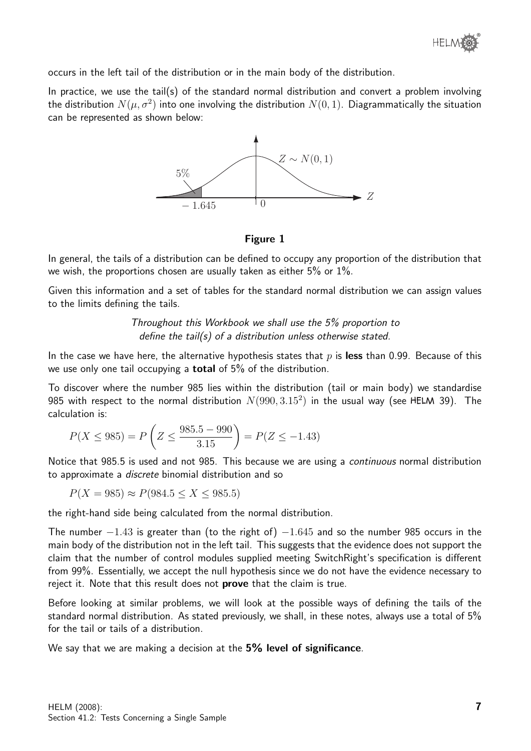occurs in the left tail of the distribution or in the main body of the distribution.

In practice, we use the tail(s) of the standard normal distribution and convert a problem involving the distribution $N(\mu, \sigma^2)$ into one involving the distribution $N(0, 1)$. Diagrammatically the situation can be represented as shown below:

**Figure 1**

In general, the tails of a distribution can be defined to occupy any proportion of the distribution that we wish, the proportions chosen are usually taken as either 5% or 1%.

Given this information and a set of tables for the standard normal distribution we can assign values to the limits defining the tails.

*Throughout this Workbook we shall use the 5% proportion to define the tail(s) of a distribution unless otherwise stated.*

In the case we have here, the alternative hypothesis states that $p$ is **less** than 0.99. Because of this we use only one tail occupying a **total** of 5% of the distribution.

To discover where the number 985 lies within the distribution (tail or main body) we standardise 985 with respect to the normal distribution $N(990, 3.15^2)$ in the usual way (see HELM 39). The calculation is:

$$P(X \leq 985) = P\left(Z \leq \frac{985.5 - 990}{3.15}\right) = P(Z \leq -1.43)$$

Notice that 985.5 is used and not 985. This because we are using a *continuous* normal distribution to approximate a *discrete* binomial distribution and so

$$P(X = 985) \approx P(984.5 \leq X \leq 985.5)$$

the right-hand side being calculated from the normal distribution.

The number $-1.43$ is greater than (to the right of) $-1.645$ and so the number 985 occurs in the main body of the distribution not in the left tail. This suggests that the evidence does not support the claim that the number of control modules supplied meeting SwitchRight's specification is different from 99%. Essentially, we accept the null hypothesis since we do not have the evidence necessary to reject it. Note that this result does not **prove** that the claim is true.

Before looking at similar problems, we will look at the possible ways of defining the tails of the standard normal distribution. As stated previously, we shall, in these notes, always use a total of 5% for the tail or tails of a distribution.

We say that we are making a decision at the **5% level of significance**.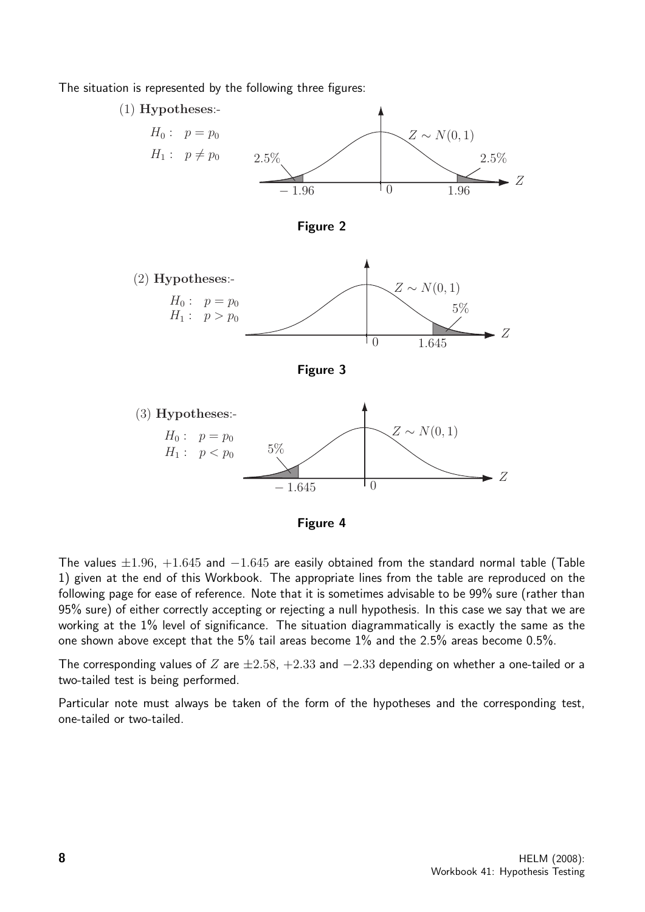The situation is represented by the following three figures:

(1) **Hypotheses**:-

$H_0: \quad p = p_0$

$H_1: \quad p \neq p_0$

**Figure 2**

(2) **Hypotheses**:-

$H_0: \quad p = p_0$

$H_1: \quad p > p_0$

**Figure 3**

(3) **Hypotheses**:-

$H_0: \quad p = p_0$

$H_1: \quad p < p_0$

**Figure 4**

The values $\pm 1.96$, $+1.645$ and $-1.645$ are easily obtained from the standard normal table (Table 1) given at the end of this Workbook. The appropriate lines from the table are reproduced on the following page for ease of reference. Note that it is sometimes advisable to be 99% sure (rather than 95% sure) of either correctly accepting or rejecting a null hypothesis. In this case we say that we are working at the 1% level of significance. The situation diagrammatically is exactly the same as the one shown above except that the 5% tail areas become 1% and the 2.5% areas become 0.5%.

The corresponding values of $Z$ are $\pm 2.58$, $+2.33$ and $-2.33$ depending on whether a one-tailed or a two-tailed test is being performed.

Particular note must always be taken of the form of the hypotheses and the corresponding test, one-tailed or two-tailed.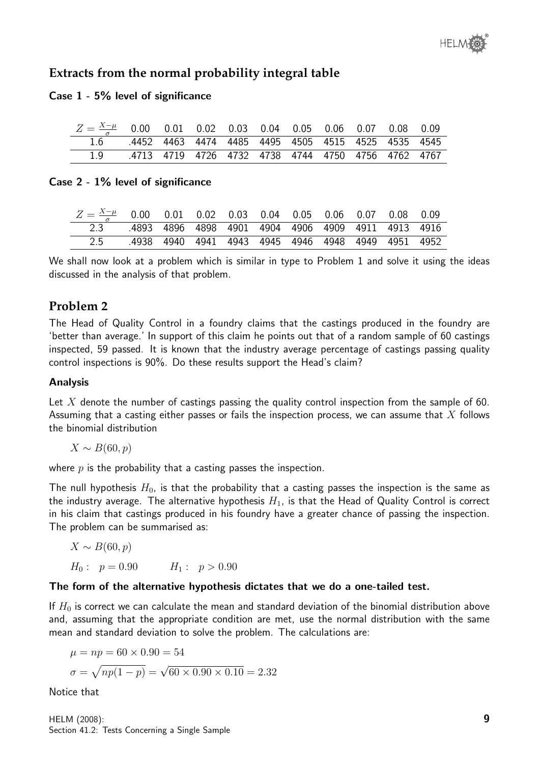## Extracts from the normal probability integral table

**Case 1 - 5% level of significance**

| $Z = \frac{X-\mu}{\sigma}$ | 0.00 | 0.01 | 0.02 | 0.03 | 0.04 | 0.05 | 0.06 | 0.07 | 0.08 | 0.09 |
|---|---|---|---|---|---|---|---|---|---|---|
| 1.6 | .4452 | 4463 | 4474 | 4485 | 4495 | 4505 | 4515 | 4525 | 4535 | 4545 |
| 1.9 | .4713 | 4719 | 4726 | 4732 | 4738 | 4744 | 4750 | 4756 | 4762 | 4767 |

**Case 2 - 1% level of significance**

| $Z = \frac{X-\mu}{\sigma}$ | 0.00 | 0.01 | 0.02 | 0.03 | 0.04 | 0.05 | 0.06 | 0.07 | 0.08 | 0.09 |
|---|---|---|---|---|---|---|---|---|---|---|
| 2.3 | .4893 | 4896 | 4898 | 4901 | 4904 | 4906 | 4909 | 4911 | 4913 | 4916 |
| 2.5 | .4938 | 4940 | 4941 | 4943 | 4945 | 4946 | 4948 | 4949 | 4951 | 4952 |

We shall now look at a problem which is similar in type to Problem 1 and solve it using the ideas discussed in the analysis of that problem.

## Problem 2

The Head of Quality Control in a foundry claims that the castings produced in the foundry are 'better than average.' In support of this claim he points out that of a random sample of 60 castings inspected, 59 passed. It is known that the industry average percentage of castings passing quality control inspections is 90%. Do these results support the Head's claim?

### Analysis

Let $X$ denote the number of castings passing the quality control inspection from the sample of 60. Assuming that a casting either passes or fails the inspection process, we can assume that $X$ follows the binomial distribution

$$X \sim B(60, p)$$

where $p$ is the probability that a casting passes the inspection.

The null hypothesis $H_0$, is that the probability that a casting passes the inspection is the same as the industry average. The alternative hypothesis $H_1$, is that the Head of Quality Control is correct in his claim that castings produced in his foundry have a greater chance of passing the inspection. The problem can be summarised as:

$$X \sim B(60, p)$$

$$H_0: \quad p = 0.90 \qquad H_1: \quad p > 0.90$$

**The form of the alternative hypothesis dictates that we do a one-tailed test.**

If $H_0$ is correct we can calculate the mean and standard deviation of the binomial distribution above and, assuming that the appropriate condition are met, use the normal distribution with the same mean and standard deviation to solve the problem. The calculations are:

$$\mu = np = 60 \times 0.90 = 54$$

$$\sigma = \sqrt{np(1-p)} = \sqrt{60 \times 0.90 \times 0.10} = 2.32$$

Notice that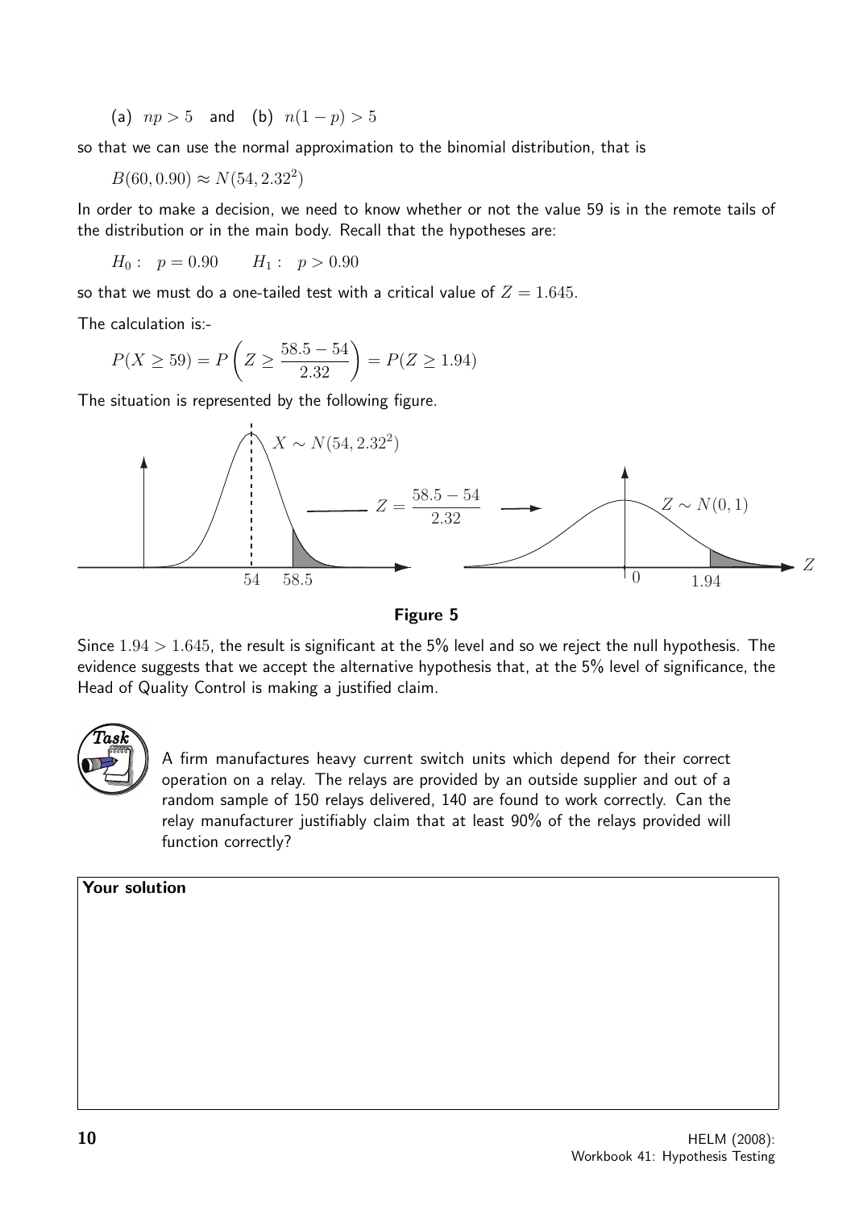(a) $np > 5$ and (b) $n(1-p) > 5$

so that we can use the normal approximation to the binomial distribution, that is

$$B(60, 0.90) \approx N(54, 2.32^2)$$

In order to make a decision, we need to know whether or not the value 59 is in the remote tails of the distribution or in the main body. Recall that the hypotheses are:

$$H_0: \quad p = 0.90 \qquad H_1: \quad p > 0.90$$

so that we must do a one-tailed test with a critical value of $Z = 1.645$.

The calculation is:-

$$P(X \geq 59) = P\left(Z \geq \frac{58.5 - 54}{2.32}\right) = P(Z \geq 1.94)$$

The situation is represented by the following figure.

**Figure 5**

Since $1.94 > 1.645$, the result is significant at the 5% level and so we reject the null hypothesis. The evidence suggests that we accept the alternative hypothesis that, at the 5% level of significance, the Head of Quality Control is making a justified claim.

**Task**

A firm manufactures heavy current switch units which depend for their correct operation on a relay. The relays are provided by an outside supplier and out of a random sample of 150 relays delivered, 140 are found to work correctly. Can the relay manufacturer justifiably claim that at least 90% of the relays provided will function correctly?

**Your solution**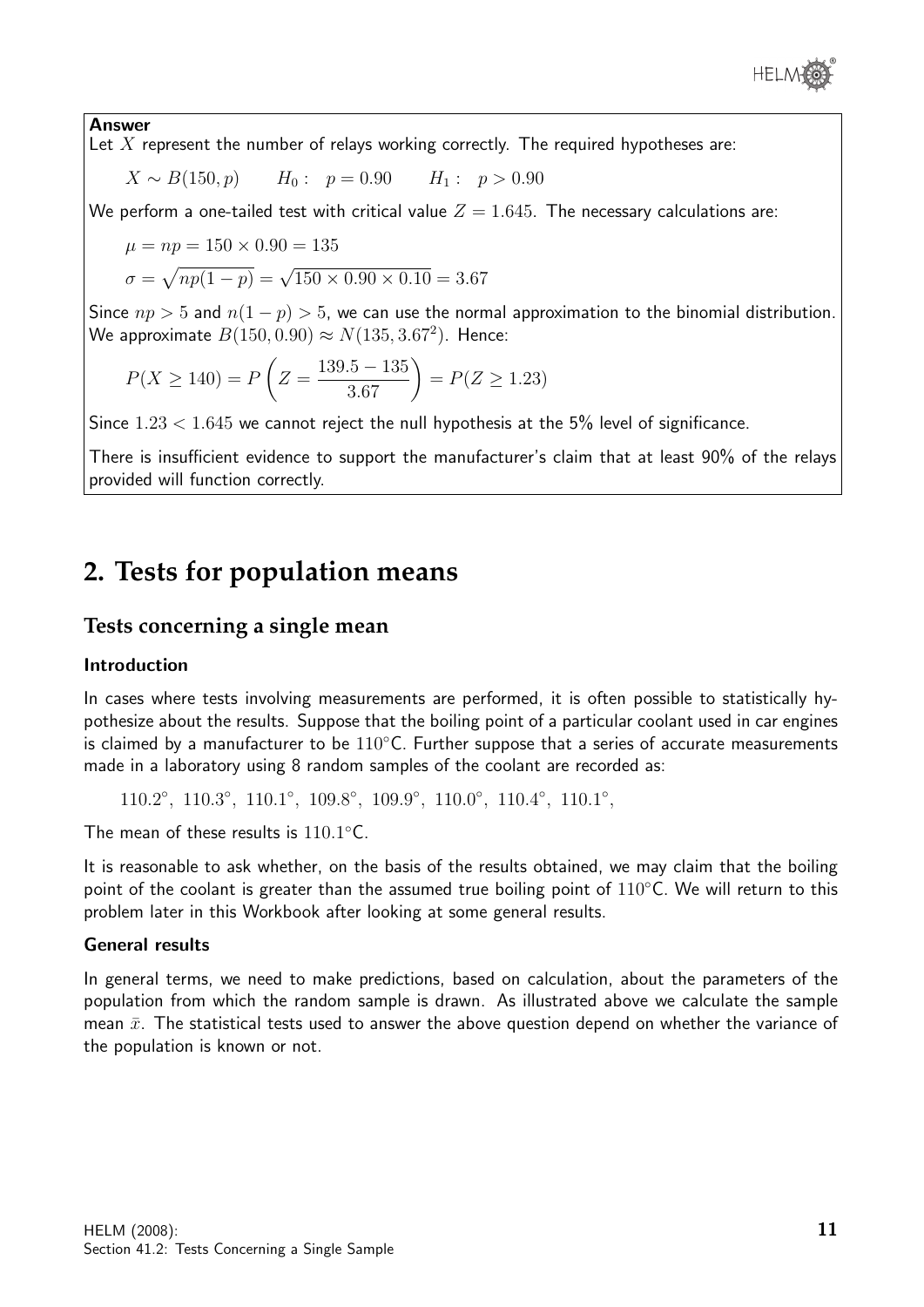**Answer**

Let $X$ represent the number of relays working correctly. The required hypotheses are:

$$X \sim B(150, p) \qquad H_0: \quad p = 0.90 \qquad H_1: \quad p > 0.90$$

We perform a one-tailed test with critical value $Z = 1.645$. The necessary calculations are:

$$\mu = np = 150 \times 0.90 = 135$$

$$\sigma = \sqrt{np(1-p)} = \sqrt{150 \times 0.90 \times 0.10} = 3.67$$

Since $np > 5$ and $n(1-p) > 5$, we can use the normal approximation to the binomial distribution. We approximate $B(150, 0.90) \approx N(135, 3.67^2)$. Hence:

$$P(X \geq 140) = P\left(Z = \frac{139.5 - 135}{3.67}\right) = P(Z \geq 1.23)$$

Since $1.23 < 1.645$ we cannot reject the null hypothesis at the 5% level of significance.

There is insufficient evidence to support the manufacturer's claim that at least 90% of the relays provided will function correctly.

## 2. Tests for population means

### Tests concerning a single mean

#### Introduction

In cases where tests involving measurements are performed, it is often possible to statistically hypothesize about the results. Suppose that the boiling point of a particular coolant used in car engines is claimed by a manufacturer to be $110^\circ$C. Further suppose that a series of accurate measurements made in a laboratory using 8 random samples of the coolant are recorded as:

$$110.2^\circ,\ 110.3^\circ,\ 110.1^\circ,\ 109.8^\circ,\ 109.9^\circ,\ 110.0^\circ,\ 110.4^\circ,\ 110.1^\circ,$$

The mean of these results is $110.1^\circ$C.

It is reasonable to ask whether, on the basis of the results obtained, we may claim that the boiling point of the coolant is greater than the assumed true boiling point of $110^\circ$C. We will return to this problem later in this Workbook after looking at some general results.

#### General results

In general terms, we need to make predictions, based on calculation, about the parameters of the population from which the random sample is drawn. As illustrated above we calculate the sample mean $\bar{x}$. The statistical tests used to answer the above question depend on whether the variance of the population is known or not.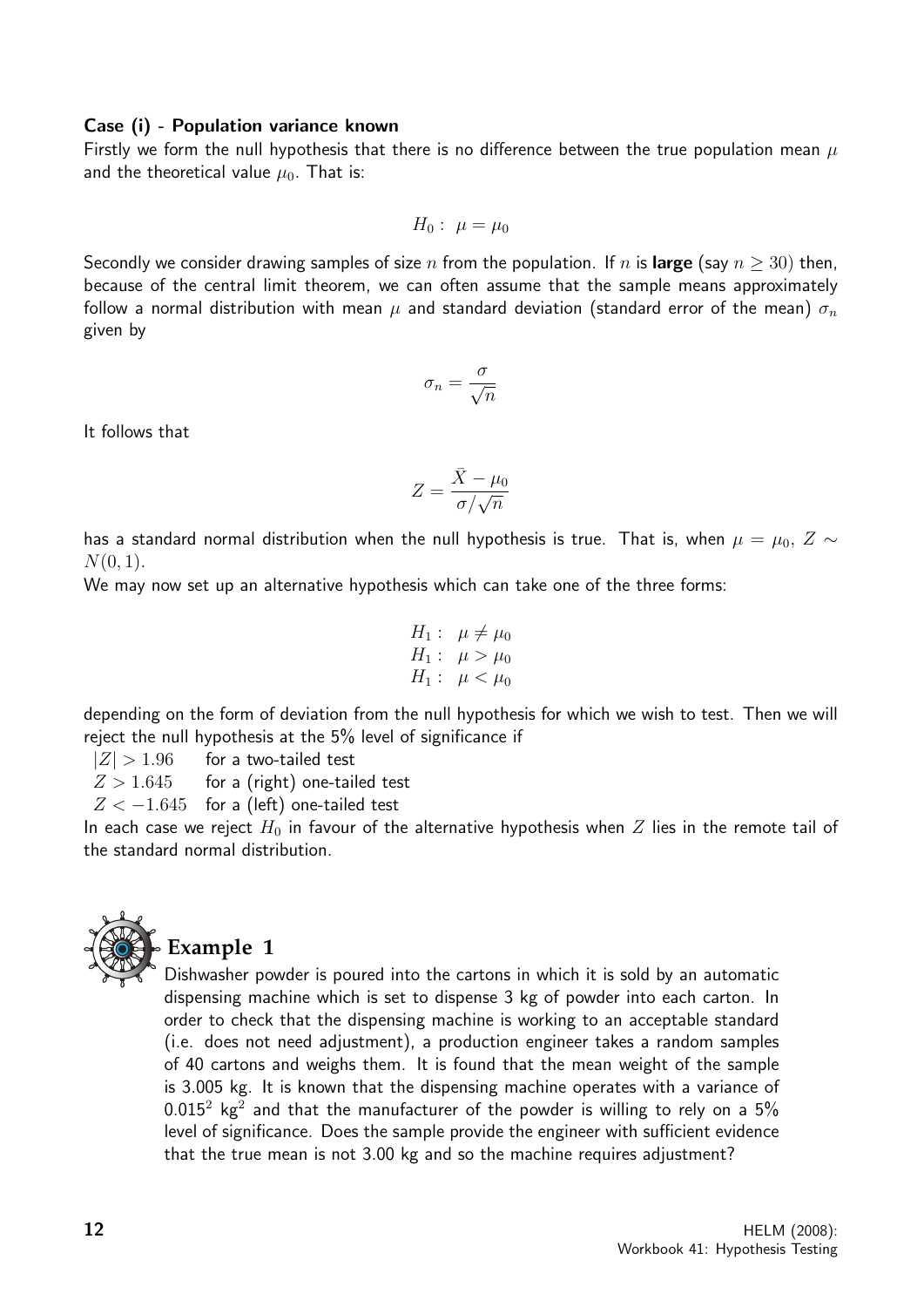#### Case (i) - Population variance known

Firstly we form the null hypothesis that there is no difference between the true population mean $\mu$ and the theoretical value $\mu_0$. That is:

$$H_0: \ \mu = \mu_0$$

Secondly we consider drawing samples of size $n$ from the population. If $n$ is **large** (say $n \geq 30$) then, because of the central limit theorem, we can often assume that the sample means approximately follow a normal distribution with mean $\mu$ and standard deviation (standard error of the mean) $\sigma_n$ given by

$$\sigma_n = \frac{\sigma}{\sqrt{n}}$$

It follows that

$$Z = \frac{\bar{X} - \mu_0}{\sigma/\sqrt{n}}$$

has a standard normal distribution when the null hypothesis is true. That is, when $\mu = \mu_0$, $Z \sim N(0, 1)$.

We may now set up an alternative hypothesis which can take one of the three forms:

$$\begin{aligned} H_1 &: \ \mu \neq \mu_0 \\ H_1 &: \ \mu > \mu_0 \\ H_1 &: \ \mu < \mu_0 \end{aligned}$$

depending on the form of deviation from the null hypothesis for which we wish to test. Then we will reject the null hypothesis at the 5% level of significance if

$|Z| > 1.96$ for a two-tailed test
$Z > 1.645$ for a (right) one-tailed test
$Z < -1.645$ for a (left) one-tailed test

In each case we reject $H_0$ in favour of the alternative hypothesis when $Z$ lies in the remote tail of the standard normal distribution.

### Example 1

Dishwasher powder is poured into the cartons in which it is sold by an automatic dispensing machine which is set to dispense 3 kg of powder into each carton. In order to check that the dispensing machine is working to an acceptable standard (i.e. does not need adjustment), a production engineer takes a random samples of 40 cartons and weighs them. It is found that the mean weight of the sample is 3.005 kg. It is known that the dispensing machine operates with a variance of $0.015^2$ kg$^2$ and that the manufacturer of the powder is willing to rely on a 5% level of significance. Does the sample provide the engineer with sufficient evidence that the true mean is not 3.00 kg and so the machine requires adjustment?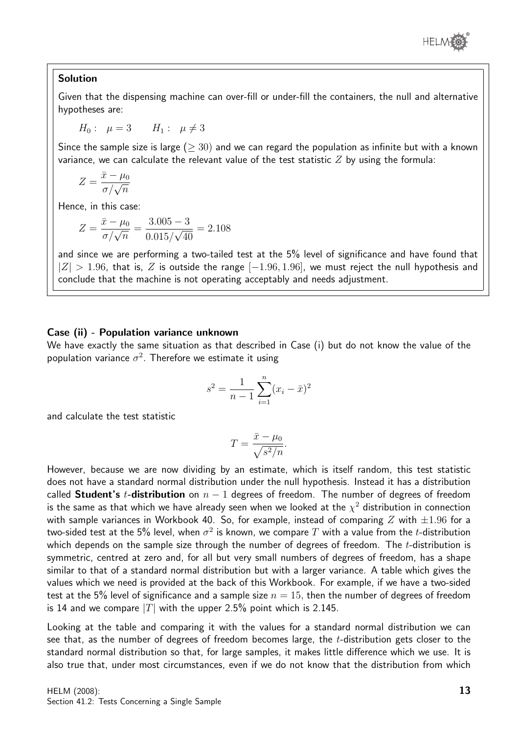**Solution**

Given that the dispensing machine can over-fill or under-fill the containers, the null and alternative hypotheses are:

$H_0: \quad \mu = 3 \qquad H_1: \quad \mu \neq 3$

Since the sample size is large ($\geq 30$) and we can regard the population as infinite but with a known variance, we can calculate the relevant value of the test statistic $Z$ by using the formula:

$$Z = \frac{\bar{x} - \mu_0}{\sigma/\sqrt{n}}$$

Hence, in this case:

$$Z = \frac{\bar{x} - \mu_0}{\sigma/\sqrt{n}} = \frac{3.005 - 3}{0.015/\sqrt{40}} = 2.108$$

and since we are performing a two-tailed test at the 5% level of significance and have found that $|Z| > 1.96$, that is, $Z$ is outside the range $[-1.96, 1.96]$, we must reject the null hypothesis and conclude that the machine is not operating acceptably and needs adjustment.

### Case (ii) - Population variance unknown

We have exactly the same situation as that described in Case (i) but do not know the value of the population variance $\sigma^2$. Therefore we estimate it using

$$s^2 = \frac{1}{n-1}\sum_{i=1}^{n}(x_i - \bar{x})^2$$

and calculate the test statistic

$$T = \frac{\bar{x} - \mu_0}{\sqrt{s^2/n}}.$$

However, because we are now dividing by an estimate, which is itself random, this test statistic does not have a standard normal distribution under the null hypothesis. Instead it has a distribution called **Student's $t$-distribution** on $n-1$ degrees of freedom. The number of degrees of freedom is the same as that which we have already seen when we looked at the $\chi^2$ distribution in connection with sample variances in Workbook 40. So, for example, instead of comparing $Z$ with $\pm 1.96$ for a two-sided test at the 5% level, when $\sigma^2$ is known, we compare $T$ with a value from the $t$-distribution which depends on the sample size through the number of degrees of freedom. The $t$-distribution is symmetric, centred at zero and, for all but very small numbers of degrees of freedom, has a shape similar to that of a standard normal distribution but with a larger variance. A table which gives the values which we need is provided at the back of this Workbook. For example, if we have a two-sided test at the 5% level of significance and a sample size $n = 15$, then the number of degrees of freedom is 14 and we compare $|T|$ with the upper 2.5% point which is 2.145.

Looking at the table and comparing it with the values for a standard normal distribution we can see that, as the number of degrees of freedom becomes large, the $t$-distribution gets closer to the standard normal distribution so that, for large samples, it makes little difference which we use. It is also true that, under most circumstances, even if we do not know that the distribution from which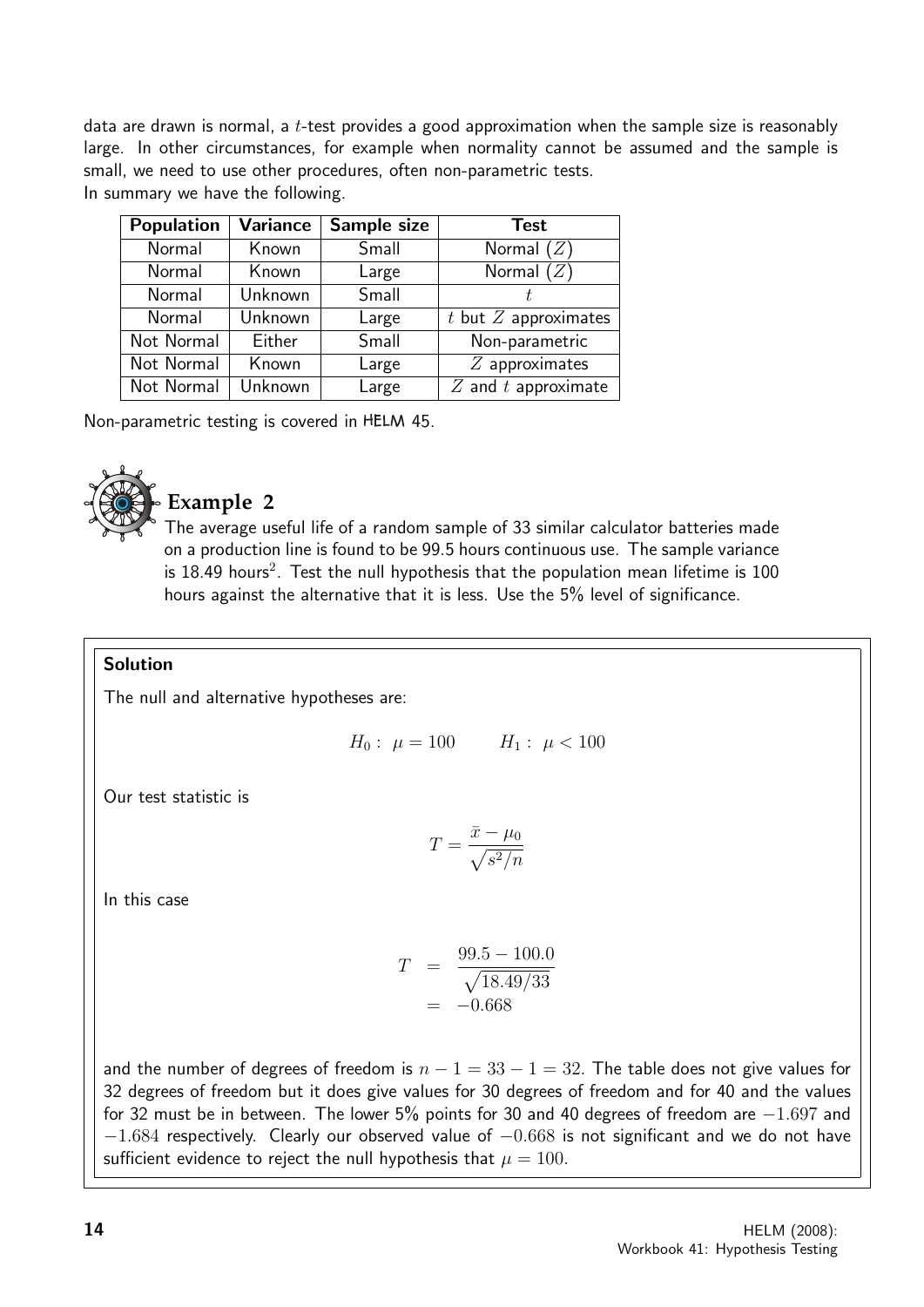data are drawn is normal, a $t$-test provides a good approximation when the sample size is reasonably large. In other circumstances, for example when normality cannot be assumed and the sample is small, we need to use other procedures, often non-parametric tests.
In summary we have the following.

| Population | Variance | Sample size | Test |
|---|---|---|---|
| Normal | Known | Small | Normal ($Z$) |
| Normal | Known | Large | Normal ($Z$) |
| Normal | Unknown | Small | $t$ |
| Normal | Unknown | Large | $t$ but $Z$ approximates |
| Not Normal | Either | Small | Non-parametric |
| Not Normal | Known | Large | $Z$ approximates |
| Not Normal | Unknown | Large | $Z$ and $t$ approximate |

Non-parametric testing is covered in HELM 45.

## Example 2

The average useful life of a random sample of 33 similar calculator batteries made on a production line is found to be 99.5 hours continuous use. The sample variance is 18.49 hours$^2$. Test the null hypothesis that the population mean lifetime is 100 hours against the alternative that it is less. Use the 5% level of significance.

**Solution**

The null and alternative hypotheses are:

$$H_0: \ \mu = 100 \qquad H_1: \ \mu < 100$$

Our test statistic is

$$T = \frac{\bar{x} - \mu_0}{\sqrt{s^2/n}}$$

In this case

$$T = \frac{99.5 - 100.0}{\sqrt{18.49/33}} = -0.668$$

and the number of degrees of freedom is $n - 1 = 33 - 1 = 32$. The table does not give values for 32 degrees of freedom but it does give values for 30 degrees of freedom and for 40 and the values for 32 must be in between. The lower 5% points for 30 and 40 degrees of freedom are $-1.697$ and $-1.684$ respectively. Clearly our observed value of $-0.668$ is not significant and we do not have sufficient evidence to reject the null hypothesis that $\mu = 100$.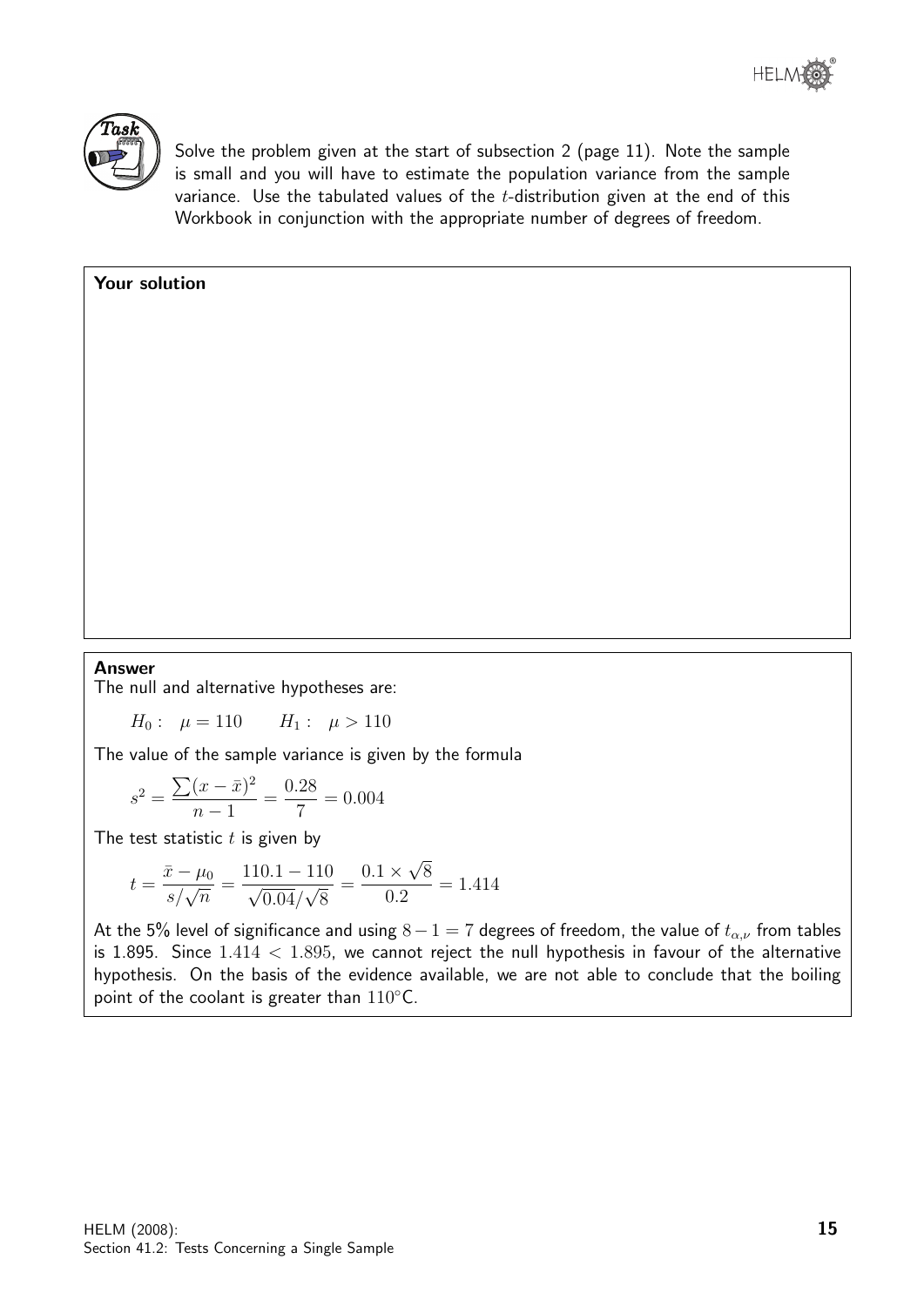**Task**

Solve the problem given at the start of subsection 2 (page 11). Note the sample is small and you will have to estimate the population variance from the sample variance. Use the tabulated values of the $t$-distribution given at the end of this Workbook in conjunction with the appropriate number of degrees of freedom.

**Your solution**

**Answer**

The null and alternative hypotheses are:

$$H_0: \quad \mu = 110 \qquad H_1: \quad \mu > 110$$

The value of the sample variance is given by the formula

$$s^2 = \frac{\sum(x - \bar{x})^2}{n-1} = \frac{0.28}{7} = 0.004$$

The test statistic $t$ is given by

$$t = \frac{\bar{x} - \mu_0}{s/\sqrt{n}} = \frac{110.1 - 110}{\sqrt{0.04}/\sqrt{8}} = \frac{0.1 \times \sqrt{8}}{0.2} = 1.414$$

At the 5% level of significance and using $8 - 1 = 7$ degrees of freedom, the value of $t_{\alpha,\nu}$ from tables is 1.895. Since $1.414 < 1.895$, we cannot reject the null hypothesis in favour of the alternative hypothesis. On the basis of the evidence available, we are not able to conclude that the boiling point of the coolant is greater than $110^\circ$C.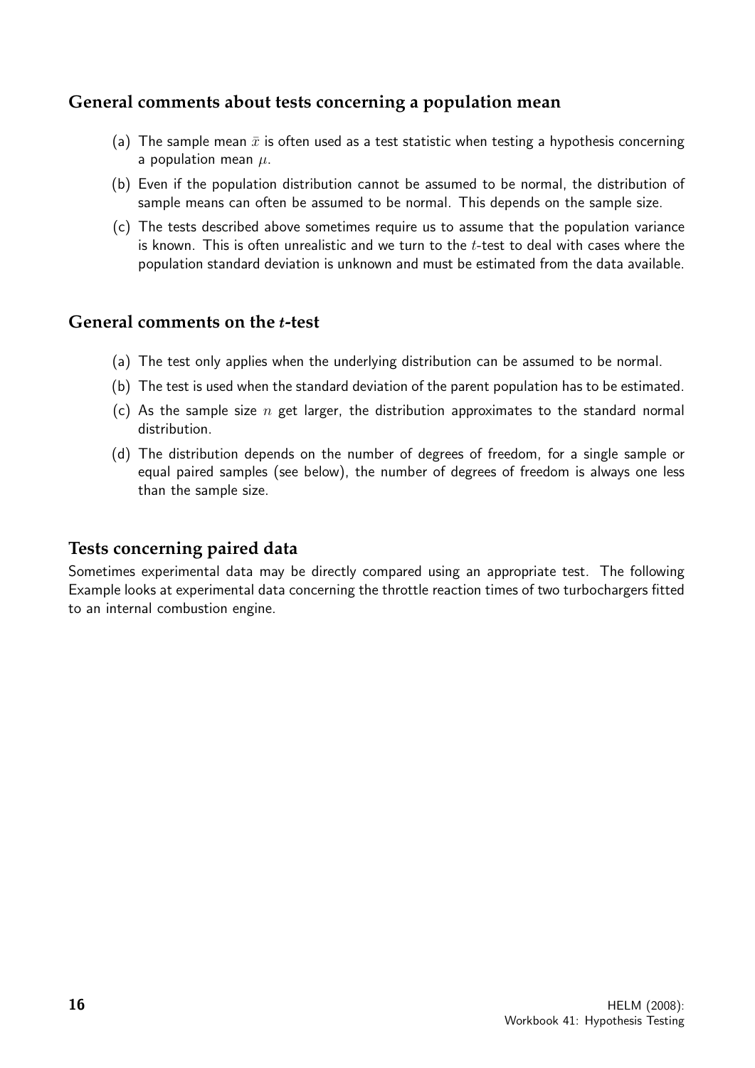## General comments about tests concerning a population mean

(a) The sample mean $\bar{x}$ is often used as a test statistic when testing a hypothesis concerning a population mean $\mu$.

(b) Even if the population distribution cannot be assumed to be normal, the distribution of sample means can often be assumed to be normal. This depends on the sample size.

(c) The tests described above sometimes require us to assume that the population variance is known. This is often unrealistic and we turn to the $t$-test to deal with cases where the population standard deviation is unknown and must be estimated from the data available.

## General comments on the $t$-test

(a) The test only applies when the underlying distribution can be assumed to be normal.

(b) The test is used when the standard deviation of the parent population has to be estimated.

(c) As the sample size $n$ get larger, the distribution approximates to the standard normal distribution.

(d) The distribution depends on the number of degrees of freedom, for a single sample or equal paired samples (see below), the number of degrees of freedom is always one less than the sample size.

## Tests concerning paired data

Sometimes experimental data may be directly compared using an appropriate test. The following Example looks at experimental data concerning the throttle reaction times of two turbochargers fitted to an internal combustion engine.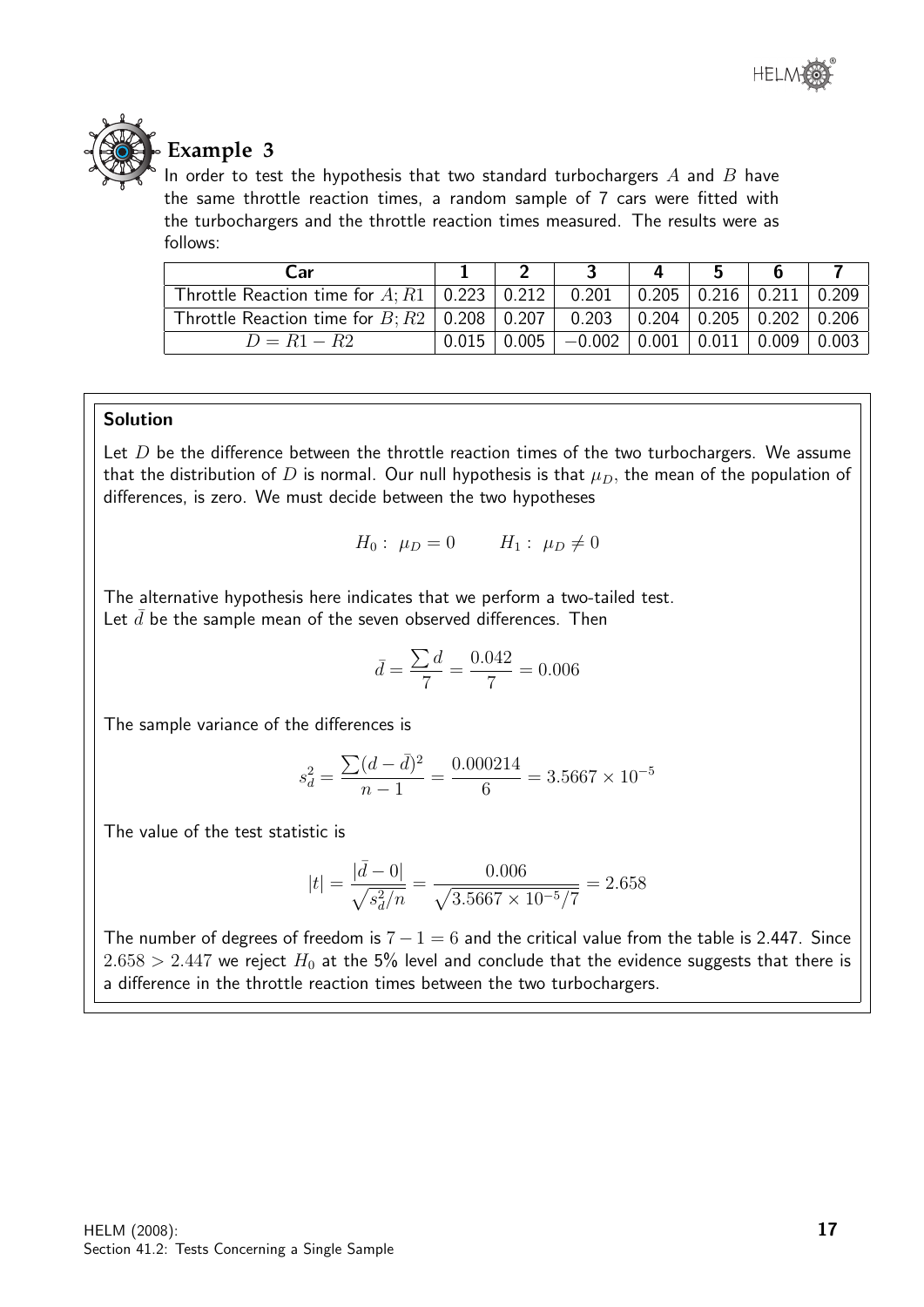# Example 3

In order to test the hypothesis that two standard turbochargers $A$ and $B$ have the same throttle reaction times, a random sample of 7 cars were fitted with the turbochargers and the throttle reaction times measured. The results were as follows:

| Car | 1 | 2 | 3 | 4 | 5 | 6 | 7 |
|---|---|---|---|---|---|---|---|
| Throttle Reaction time for $A; R1$ | 0.223 | 0.212 | 0.201 | 0.205 | 0.216 | 0.211 | 0.209 |
| Throttle Reaction time for $B; R2$ | 0.208 | 0.207 | 0.203 | 0.204 | 0.205 | 0.202 | 0.206 |
| $D = R1 - R2$ | 0.015 | 0.005 | $-0.002$ | 0.001 | 0.011 | 0.009 | 0.003 |

## Solution

Let $D$ be the difference between the throttle reaction times of the two turbochargers. We assume that the distribution of $D$ is normal. Our null hypothesis is that $\mu_D$, the mean of the population of differences, is zero. We must decide between the two hypotheses

$$H_0: \ \mu_D = 0 \qquad H_1: \ \mu_D \neq 0$$

The alternative hypothesis here indicates that we perform a two-tailed test.
Let $\bar{d}$ be the sample mean of the seven observed differences. Then

$$\bar{d} = \frac{\sum d}{7} = \frac{0.042}{7} = 0.006$$

The sample variance of the differences is

$$s_d^2 = \frac{\sum (d - \bar{d})^2}{n-1} = \frac{0.000214}{6} = 3.5667 \times 10^{-5}$$

The value of the test statistic is

$$|t| = \frac{|\bar{d} - 0|}{\sqrt{s_d^2/n}} = \frac{0.006}{\sqrt{3.5667 \times 10^{-5}/7}} = 2.658$$

The number of degrees of freedom is $7 - 1 = 6$ and the critical value from the table is 2.447. Since $2.658 > 2.447$ we reject $H_0$ at the 5% level and conclude that the evidence suggests that there is a difference in the throttle reaction times between the two turbochargers.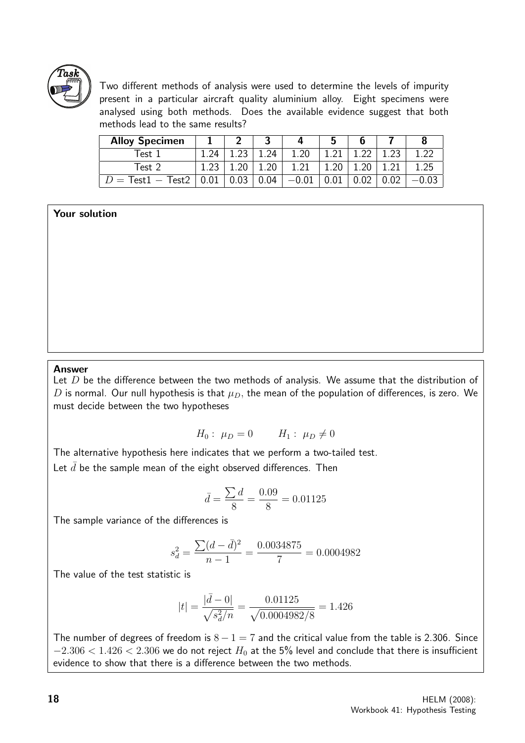**Task**

Two different methods of analysis were used to determine the levels of impurity present in a particular aircraft quality aluminium alloy. Eight specimens were analysed using both methods. Does the available evidence suggest that both methods lead to the same results?

| **Alloy Specimen** | **1** | **2** | **3** | **4** | **5** | **6** | **7** | **8** |
|---|---|---|---|---|---|---|---|---|
| Test 1 | 1.24 | 1.23 | 1.24 | 1.20 | 1.21 | 1.22 | 1.23 | 1.22 |
| Test 2 | 1.23 | 1.20 | 1.20 | 1.21 | 1.20 | 1.20 | 1.21 | 1.25 |
| $D =$ Test1 $-$ Test2 | 0.01 | 0.03 | 0.04 | $-0.01$ | 0.01 | 0.02 | 0.02 | $-0.03$ |

**Your solution**

**Answer**

Let $D$ be the difference between the two methods of analysis. We assume that the distribution of $D$ is normal. Our null hypothesis is that $\mu_D$, the mean of the population of differences, is zero. We must decide between the two hypotheses

$$H_0 : \ \mu_D = 0 \qquad H_1 : \ \mu_D \neq 0$$

The alternative hypothesis here indicates that we perform a two-tailed test.

Let $\bar{d}$ be the sample mean of the eight observed differences. Then

$$\bar{d} = \frac{\sum d}{8} = \frac{0.09}{8} = 0.01125$$

The sample variance of the differences is

$$s_d^2 = \frac{\sum (d - \bar{d})^2}{n - 1} = \frac{0.0034875}{7} = 0.0004982$$

The value of the test statistic is

$$|t| = \frac{|\bar{d} - 0|}{\sqrt{s_d^2/n}} = \frac{0.01125}{\sqrt{0.0004982/8}} = 1.426$$

The number of degrees of freedom is $8 - 1 = 7$ and the critical value from the table is 2.306. Since $-2.306 < 1.426 < 2.306$ we do not reject $H_0$ at the 5% level and conclude that there is insufficient evidence to show that there is a difference between the two methods.